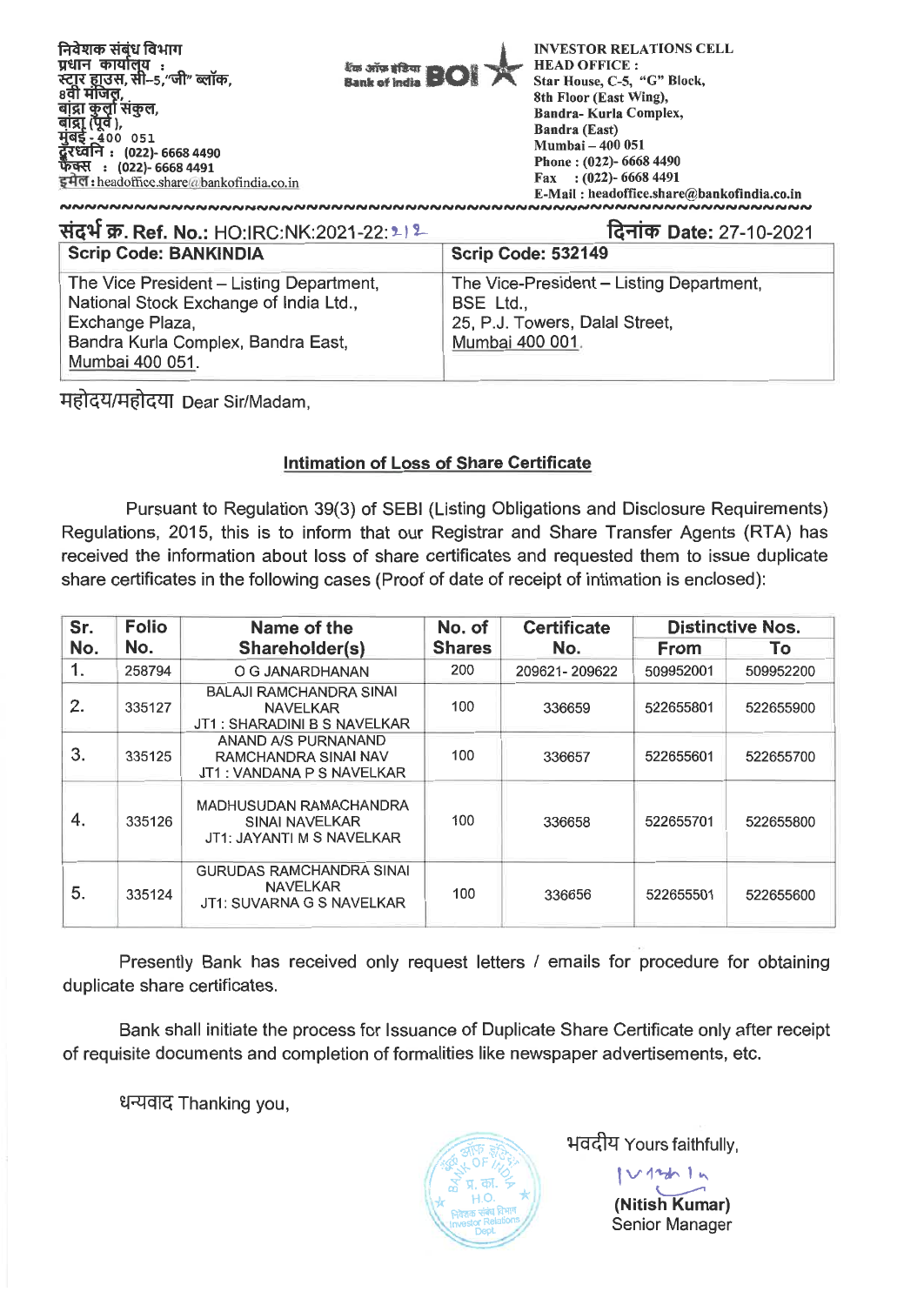निवेशक संबंध विभाग
प्रधान कार्यालय :
स्टार हाउस, सी–5,"जी" ब्लॉक,
8वी मंजिल,
बांद्रा कुर्ला संकुल,
बांद्रा (पूर्व ),
मुंबई - 400 051
दूरध्वनि : (022)- 6668 4490
फैक्स : (022)- 6668 4491
इमेल : headoffice.share@bankofindia.co.in

बैंक ऑफ इंडिया Bank of India BOI

**INVESTOR RELATIONS CELL**
**HEAD OFFICE :**
**Star House, C-5, "G" Block,**
**8th Floor (East Wing),**
**Bandra- Kurla Complex,**
**Bandra (East)**
**Mumbai – 400 051**
**Phone : (022)- 6668 4490**
**Fax : (022)- 6668 4491**
**E-Mail : headoffice.share@bankofindia.co.in**

**संदर्भ क्र. Ref. No.:** HO:IRC:NK:2021-22:212 **दिनांक Date:** 27-10-2021

| Scrip Code: BANKINDIA | Scrip Code: 532149 |
|---|---|
| The Vice President – Listing Department, National Stock Exchange of India Ltd., Exchange Plaza, Bandra Kurla Complex, Bandra East, Mumbai 400 051. | The Vice-President – Listing Department, BSE Ltd., 25, P.J. Towers, Dalal Street, Mumbai 400 001. |

महोदय/महोदया Dear Sir/Madam,

**Intimation of Loss of Share Certificate**

Pursuant to Regulation 39(3) of SEBI (Listing Obligations and Disclosure Requirements) Regulations, 2015, this is to inform that our Registrar and Share Transfer Agents (RTA) has received the information about loss of share certificates and requested them to issue duplicate share certificates in the following cases (Proof of date of receipt of intimation is enclosed):

| Sr. No. | Folio No. | Name of the Shareholder(s) | No. of Shares | Certificate No. | Distinctive Nos. | |
|---|---|---|---|---|---|---|
| | | | | | From | To |
| 1. | 258794 | O G JANARDHANAN | 200 | 209621- 209622 | 509952001 | 509952200 |
| 2. | 335127 | BALAJI RAMCHANDRA SINAI NAVELKAR JT1 : SHARADINI B S NAVELKAR | 100 | 336659 | 522655801 | 522655900 |
| 3. | 335125 | ANAND A/S PURNANAND RAMCHANDRA SINAI NAV JT1 : VANDANA P S NAVELKAR | 100 | 336657 | 522655601 | 522655700 |
| 4. | 335126 | MADHUSUDAN RAMACHANDRA SINAI NAVELKAR JT1: JAYANTI M S NAVELKAR | 100 | 336658 | 522655701 | 522655800 |
| 5. | 335124 | GURUDAS RAMCHANDRA SINAI NAVELKAR JT1: SUVARNA G S NAVELKAR | 100 | 336656 | 522655501 | 522655600 |

Presently Bank has received only request letters / emails for procedure for obtaining duplicate share certificates.

Bank shall initiate the process for Issuance of Duplicate Share Certificate only after receipt of requisite documents and completion of formalities like newspaper advertisements, etc.

धन्यवाद Thanking you,

भवदीय Yours faithfully,

**(Nitish Kumar)**
Senior Manager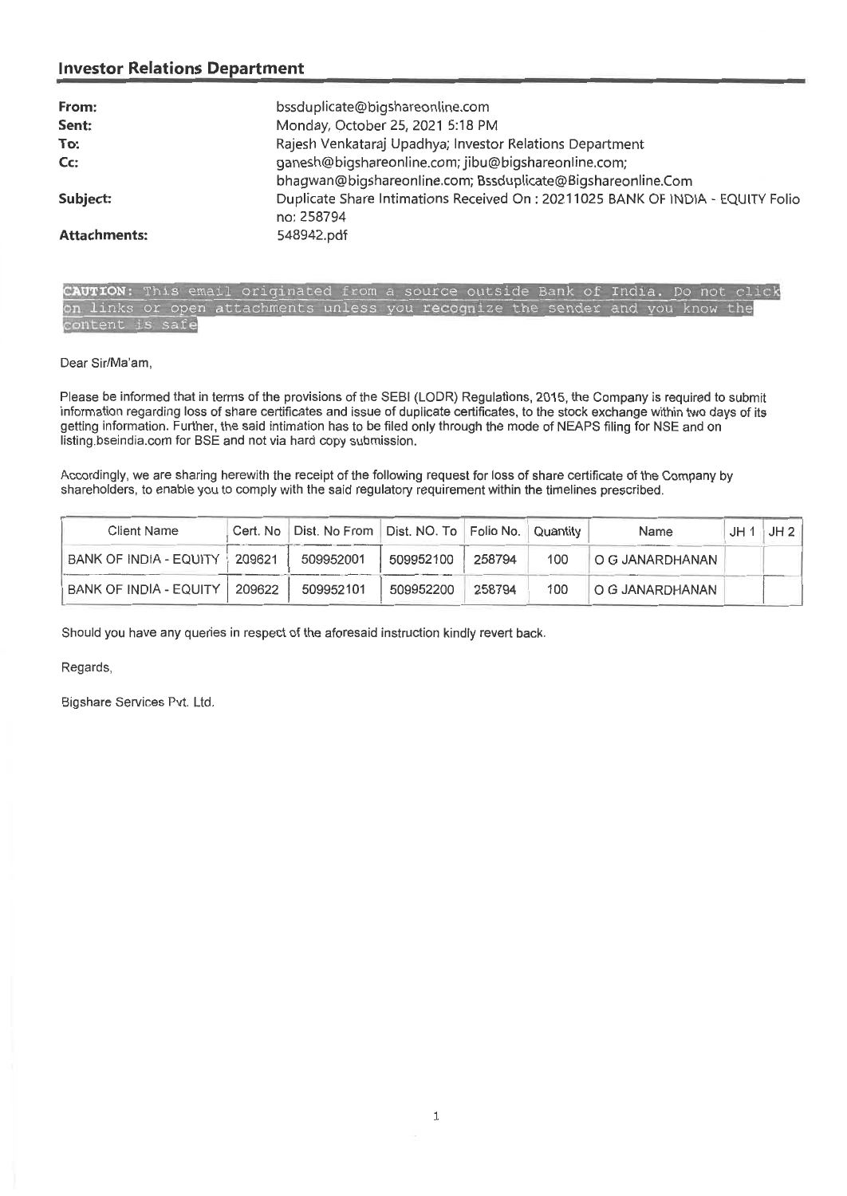## Investor Relations Department

| | |
|---|---|
| **From:** | bssduplicate@bigshareonline.com |
| **Sent:** | Monday, October 25, 2021 5:18 PM |
| **To:** | Rajesh Venkataraj Upadhya; Investor Relations Department |
| **Cc:** | ganesh@bigshareonline.com; jibu@bigshareonline.com; bhagwan@bigshareonline.com; Bssduplicate@Bigshareonline.Com |
| **Subject:** | Duplicate Share Intimations Received On : 20211025 BANK OF INDIA - EQUITY Folio no: 258794 |
| **Attachments:** | 548942.pdf |

**CAUTION:** This email originated from a source outside Bank of India. Do not click on links or open attachments unless you recognize the sender and you know the content is safe

Dear Sir/Ma'am,

Please be informed that in terms of the provisions of the SEBI (LODR) Regulations, 2015, the Company is required to submit information regarding loss of share certificates and issue of duplicate certificates, to the stock exchange within two days of its getting information. Further, the said intimation has to be filed only through the mode of NEAPS filing for NSE and on listing.bseindia.com for BSE and not via hard copy submission.

Accordingly, we are sharing herewith the receipt of the following request for loss of share certificate of the Company by shareholders, to enable you to comply with the said regulatory requirement within the timelines prescribed.

| Client Name | Cert. No | Dist. No From | Dist. NO. To | Folio No. | Quantity | Name | JH 1 | JH 2 |
|---|---|---|---|---|---|---|---|---|
| BANK OF INDIA - EQUITY | 209621 | 509952001 | 509952100 | 258794 | 100 | O G JANARDHANAN | | |
| BANK OF INDIA - EQUITY | 209622 | 509952101 | 509952200 | 258794 | 100 | O G JANARDHANAN | | |

Should you have any queries in respect of the aforesaid instruction kindly revert back.

Regards,

Bigshare Services Pvt. Ltd.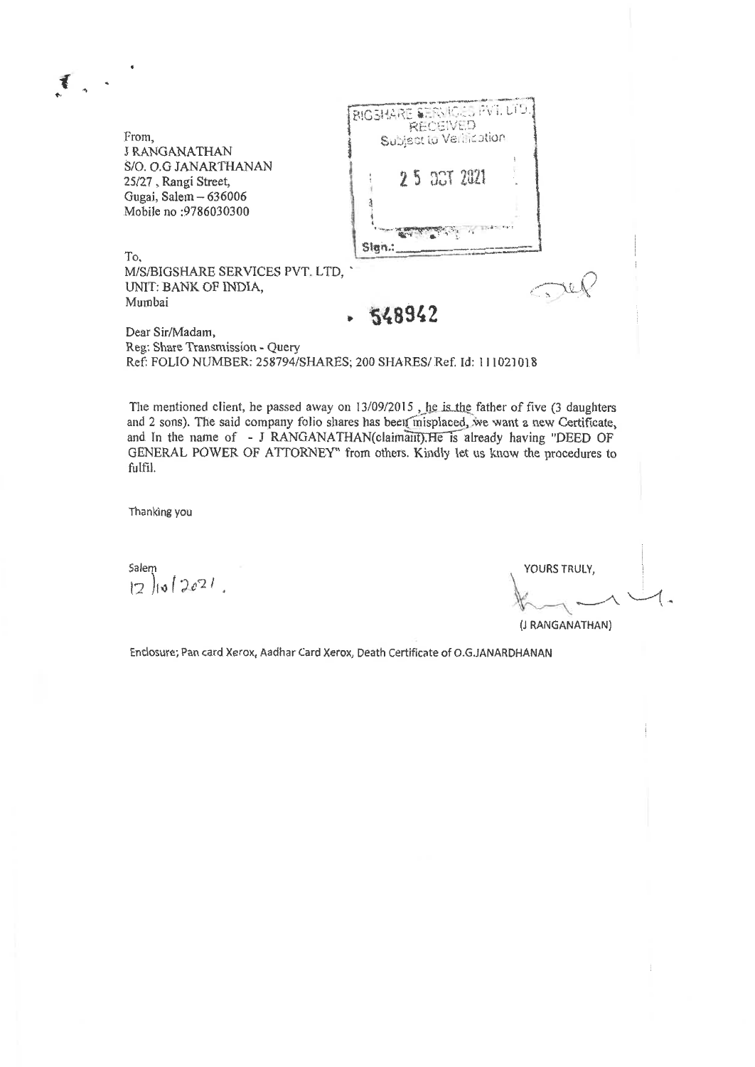From,
J RANGANATHAN
S/O. O.G JANARTHANAN
25/27, Rangi Street,
Gugai, Salem – 636006
Mobile no :9786030300

BIGSHARE SERVICES PVT. LTD.
RECEIVED
Subject to Verification

25 OCT 2021

Sign.:

To,
M/S/BIGSHARE SERVICES PVT. LTD,
UNIT: BANK OF INDIA,
Mumbai

548942

Dear Sir/Madam,
Reg: Share Transmission - Query
Ref: FOLIO NUMBER: 258794/SHARES; 200 SHARES/ Ref. Id: 111021018

The mentioned client, he passed away on 13/09/2015 , he is the father of five (3 daughters and 2 sons). The said company folio shares has been misplaced, we want a new Certificate, and In the name of - J RANGANATHAN(claimant).He is already having "DEED OF GENERAL POWER OF ATTORNEY" from others. Kindly let us know the procedures to fulfil.

Thanking you

Salem
12/10/2021.

YOURS TRULY,

(J RANGANATHAN)

Enclosure; Pan card Xerox, Aadhar Card Xerox, Death Certificate of O.G.JANARDHANAN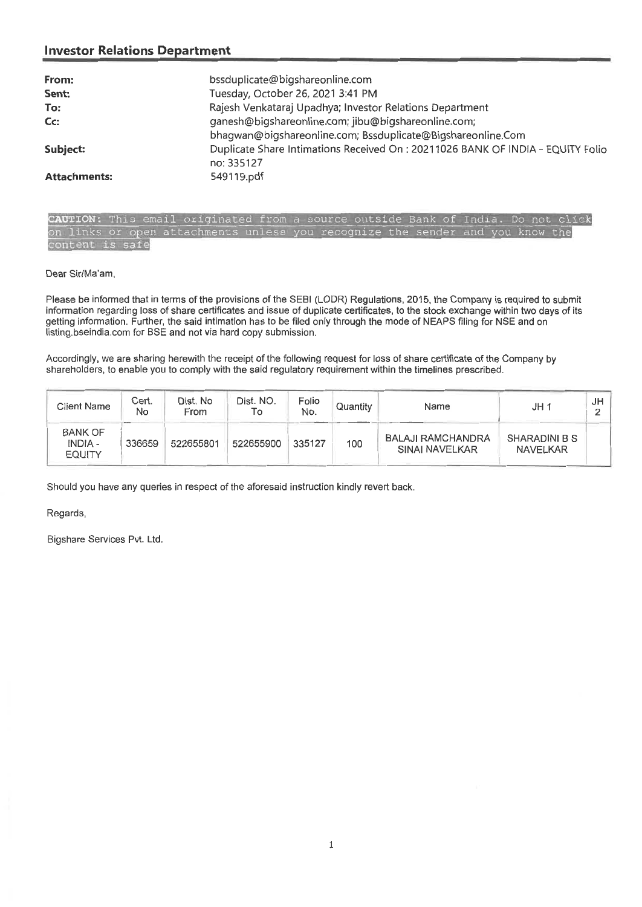## Investor Relations Department

| | |
|---|---|
| **From:** | bssduplicate@bigshareonline.com |
| **Sent:** | Tuesday, October 26, 2021 3:41 PM |
| **To:** | Rajesh Venkataraj Upadhya; Investor Relations Department |
| **Cc:** | ganesh@bigshareonline.com; jibu@bigshareonline.com; bhagwan@bigshareonline.com; Bssduplicate@Bigshareonline.Com |
| **Subject:** | Duplicate Share Intimations Received On : 20211026 BANK OF INDIA - EQUITY Folio no: 335127 |
| **Attachments:** | 549119.pdf |

CAUTION: This email originated from a source outside Bank of India. Do not click on links or open attachments unless you recognize the sender and you know the content is safe

Dear Sir/Ma'am,

Please be informed that in terms of the provisions of the SEBI (LODR) Regulations, 2015, the Company is required to submit information regarding loss of share certificates and issue of duplicate certificates, to the stock exchange within two days of its getting information. Further, the said intimation has to be filed only through the mode of NEAPS filing for NSE and on listing.bseindia.com for BSE and not via hard copy submission.

Accordingly, we are sharing herewith the receipt of the following request for loss of share certificate of the Company by shareholders, to enable you to comply with the said regulatory requirement within the timelines prescribed.

| Client Name | Cert. No | Dist. No From | Dist. NO. To | Folio No. | Quantity | Name | JH 1 | JH 2 |
|---|---|---|---|---|---|---|---|---|
| BANK OF INDIA - EQUITY | 336659 | 522655801 | 522655900 | 335127 | 100 | BALAJI RAMCHANDRA SINAI NAVELKAR | SHARADINI B S NAVELKAR | |

Should you have any queries in respect of the aforesaid instruction kindly revert back.

Regards,

Bigshare Services Pvt. Ltd.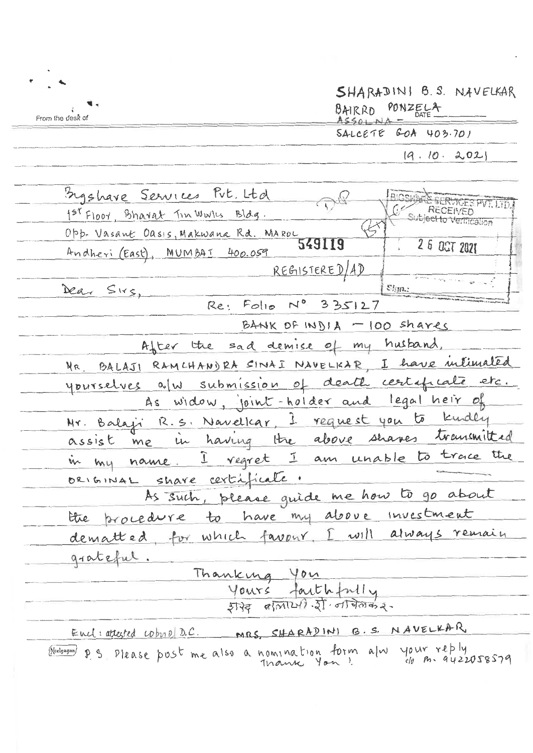From the desk of

SHARADINI B.S. NAVELKAR
BAIRRO PONZELA
ASSOLNA –
SALCETE GOA 403.701

19.10.2021

Bigshare Services Pvt. Ltd
1st Floor, Bharat Tin Works Bldg.
Opp. Vasant Oasis, Makwana Rd. MAROL
Andheri (East), MUMBAI 400.059

549119

BIGSHARE SERVICES PVT. LTD.
RECEIVED
Subject to Verification
26 OCT 2021
Sign.:

REGISTERED/AD

Dear Sirs,

Re: Folio N° 335127

BANK OF INDIA – 100 shares

After the sad demise of my husband, MR. BALAJI RAMCHANDRA SINAI NAVELKAR, I have intimated yourselves a/w submission of death certificate etc.

As widow, joint-holder and legal heir of Mr. Balaji R.S. Navelkar, I request you to kindly assist me in having the above shares transmitted in my name. I regret I am unable to trace the ORIGINAL share certificate.

As such, please guide me how to go about the procedure to have my above investment dematted, for which favour, I will always remain grateful.

Thanking You

Yours faithfully

शरद बालाजी शी. नावेलकर.

Encl: attested copy of D.C.

MRS. SHARADINI B.S. NAVELKAR

P.S. Please post me also a nomination form a/w your reply
Thank You!

c/o M. 9422058579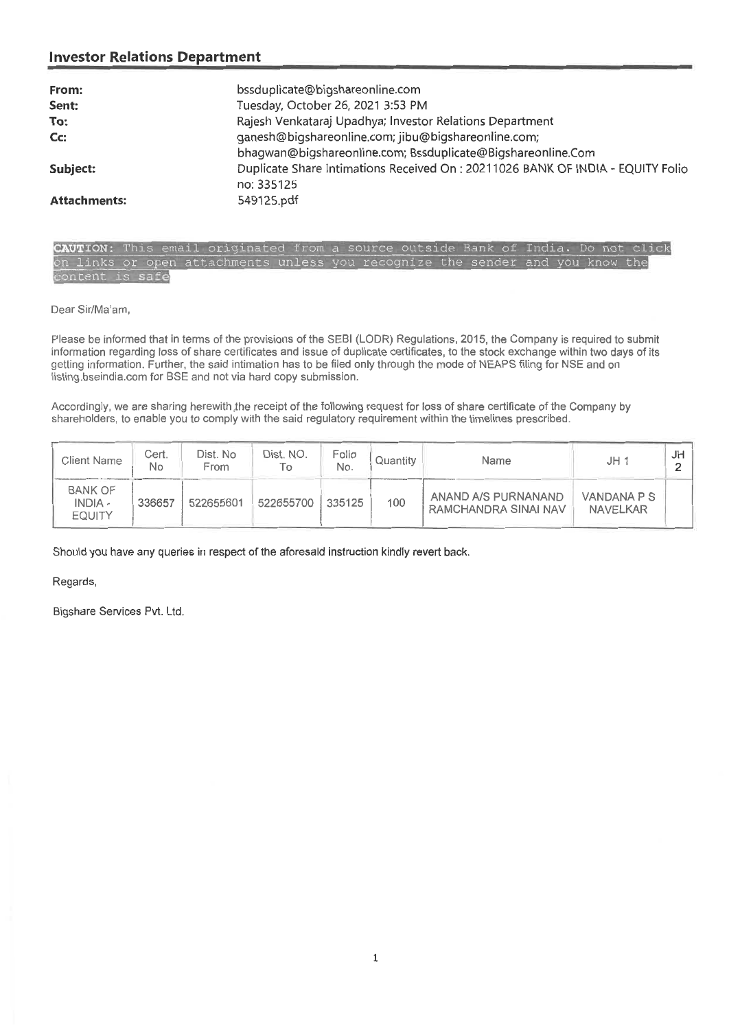## Investor Relations Department

**From:** bssduplicate@bigshareonline.com
**Sent:** Tuesday, October 26, 2021 3:53 PM
**To:** Rajesh Venkataraj Upadhya; Investor Relations Department
**Cc:** ganesh@bigshareonline.com; jibu@bigshareonline.com; bhagwan@bigshareonline.com; Bssduplicate@Bigshareonline.Com
**Subject:** Duplicate Share Intimations Received On : 20211026 BANK OF INDIA - EQUITY Folio no: 335125
**Attachments:** 549125.pdf

**CAUTION:** This email originated from a source outside Bank of India. Do not click on links or open attachments unless you recognize the sender and you know the content is safe

Dear Sir/Ma'am,

Please be informed that in terms of the provisions of the SEBI (LODR) Regulations, 2015, the Company is required to submit information regarding loss of share certificates and issue of duplicate certificates, to the stock exchange within two days of its getting information. Further, the said intimation has to be filed only through the mode of NEAPS filing for NSE and on listing.bseindia.com for BSE and not via hard copy submission.

Accordingly, we are sharing herewith the receipt of the following request for loss of share certificate of the Company by shareholders, to enable you to comply with the said regulatory requirement within the timelines prescribed.

| Client Name | Cert. No | Dist. No From | Dist. NO. To | Folio No. | Quantity | Name | JH 1 | JH 2 |
|---|---|---|---|---|---|---|---|---|
| BANK OF INDIA - EQUITY | 336657 | 522655601 | 522655700 | 335125 | 100 | ANAND A/S PURNANAND RAMCHANDRA SINAI NAV | VANDANA P S NAVELKAR | |

Should you have any queries in respect of the aforesaid instruction kindly revert back.

Regards,

Bigshare Services Pvt. Ltd.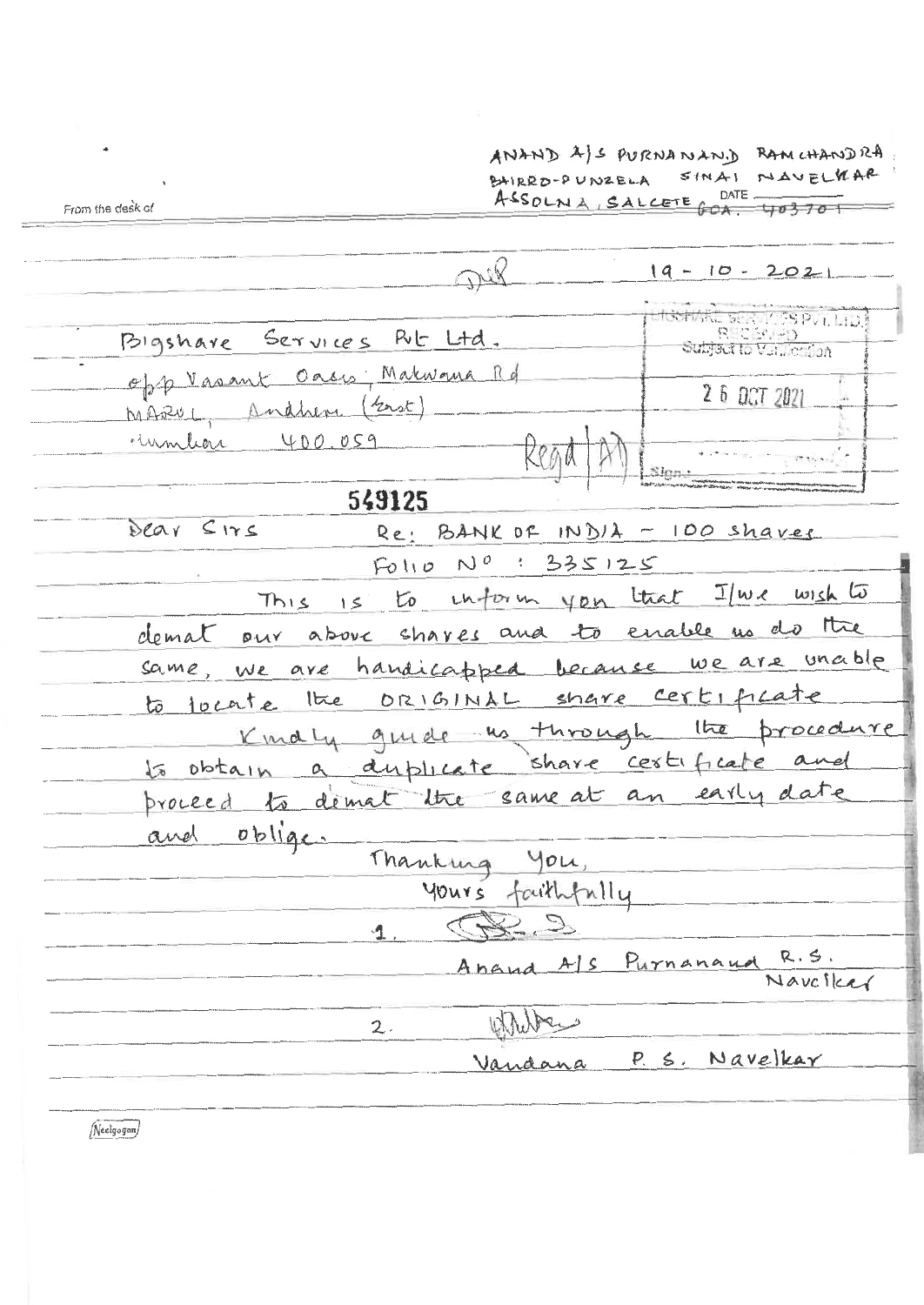ANAND A/S PURNANAND RAMCHANDRA
BHIRRO-PUNZELA SINAI NAVELKAR
ASSOLNA, SALCETE GOA. 403701

From the desk of

DATE 19 - 10 - 2021

Bigshare Services Pvt Ltd.
opp Vasant Oasis, Makwana Rd
MAROL, Andheri (East)
Mumbai 400.059

Regd/AD

BIGSHARE SERVICES PVT. LTD.
RECEIVED
Subject to Verification
26 OCT 2021
Sign :

549125

Dear Sirs

Re: BANK OF INDIA - 100 shares
Folio No : 335125

This is to inform you that I/we wish to demat our above shares and to enable us do the same, we are handicapped because we are unable to locate the ORIGINAL share certificate.

Kindly guide us through the procedure to obtain a duplicate share certificate and proceed to demat the same at an early date and oblige.

Thanking You,
Yours faithfully

1. (signature)
Anand A/S Purnanand R.S. Navelkar

2. (signature)
Vandana P. S. Navelkar

Neelgagan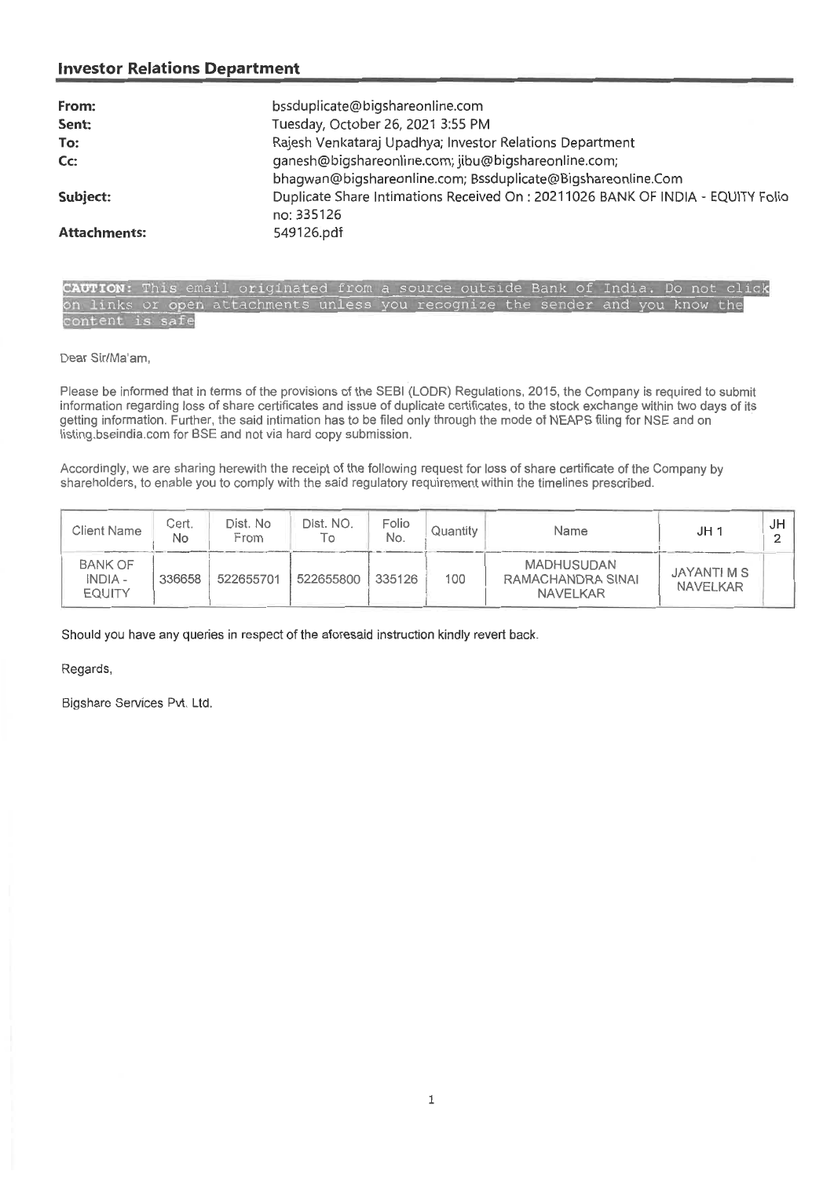## Investor Relations Department

| | |
|---|---|
| **From:** | bssduplicate@bigshareonline.com |
| **Sent:** | Tuesday, October 26, 2021 3:55 PM |
| **To:** | Rajesh Venkataraj Upadhya; Investor Relations Department |
| **Cc:** | ganesh@bigshareonline.com; jibu@bigshareonline.com; bhagwan@bigshareonline.com; Bssduplicate@Bigshareonline.Com |
| **Subject:** | Duplicate Share Intimations Received On : 20211026 BANK OF INDIA - EQUITY Folio no: 335126 |
| **Attachments:** | 549126.pdf |

**CAUTION:** This email originated from a source outside Bank of India. Do not click on links or open attachments unless you recognize the sender and you know the content is safe

Dear Sir/Ma'am,

Please be informed that in terms of the provisions of the SEBI (LODR) Regulations, 2015, the Company is required to submit information regarding loss of share certificates and issue of duplicate certificates, to the stock exchange within two days of its getting information. Further, the said intimation has to be filed only through the mode of NEAPS filing for NSE and on listing.bseindia.com for BSE and not via hard copy submission.

Accordingly, we are sharing herewith the receipt of the following request for loss of share certificate of the Company by shareholders, to enable you to comply with the said regulatory requirement within the timelines prescribed.

| Client Name | Cert. No | Dist. No From | Dist. NO. To | Folio No. | Quantity | Name | JH 1 | JH 2 |
|---|---|---|---|---|---|---|---|---|
| BANK OF INDIA - EQUITY | 336658 | 522655701 | 522655800 | 335126 | 100 | MADHUSUDAN RAMACHANDRA SINAI NAVELKAR | JAYANTI M S NAVELKAR | |

Should you have any queries in respect of the aforesaid instruction kindly revert back.

Regards,

Bigshare Services Pvt. Ltd.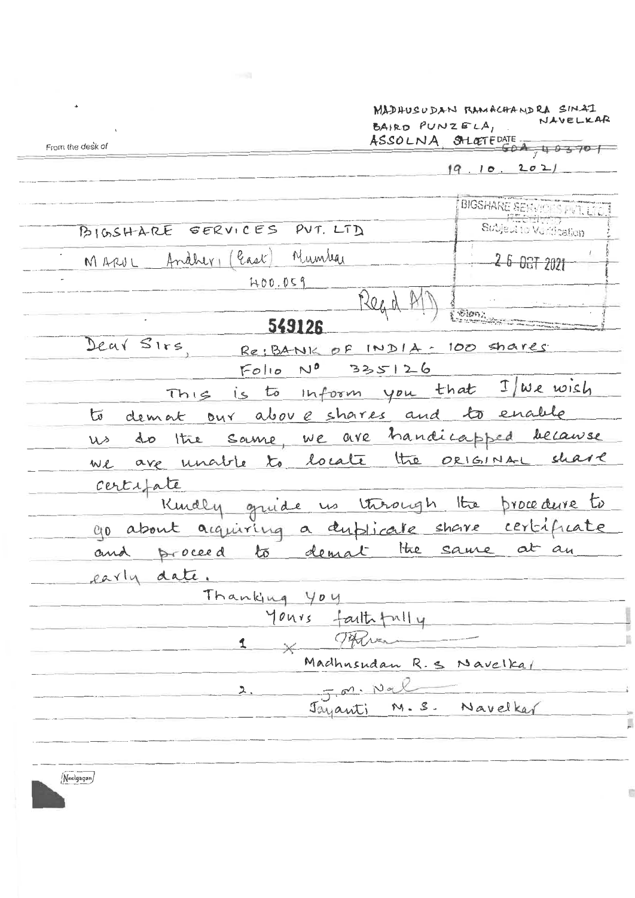MADHUSUDAN RAMACHANDRA SINAI NAVELKAR
BAIRO PUNZELA,
ASSOLNA, SALCETE GOA, 403701

From the desk of

DATE 19.10.2021

BIGSHARE SERVICES PVT. LTD.
RECEIVED
Subject to Verification
26 OCT 2021
Sign:

BIGSHARE SERVICES PVT. LTD
MAROL Andheri (East) Mumbai
400.059

Regd AD

549126

Dear Sirs,

Re: BANK OF INDIA - 100 shares
Folio N° 335126

This is to inform you that I/We wish to demat our above shares and to enable us do the same, we are handicapped because we are unable to locate the ORIGINAL share certifate

Kindly guide us through the procedure to go about acquiring a duplicate share certificate and proceed to demat the same at an early date.

Thanking you

Yours faithfully

1. ×
Madhusudan R. S Navelkar

2. J. M. Nal
Jayanti M. S. Navelkar

Neelgagan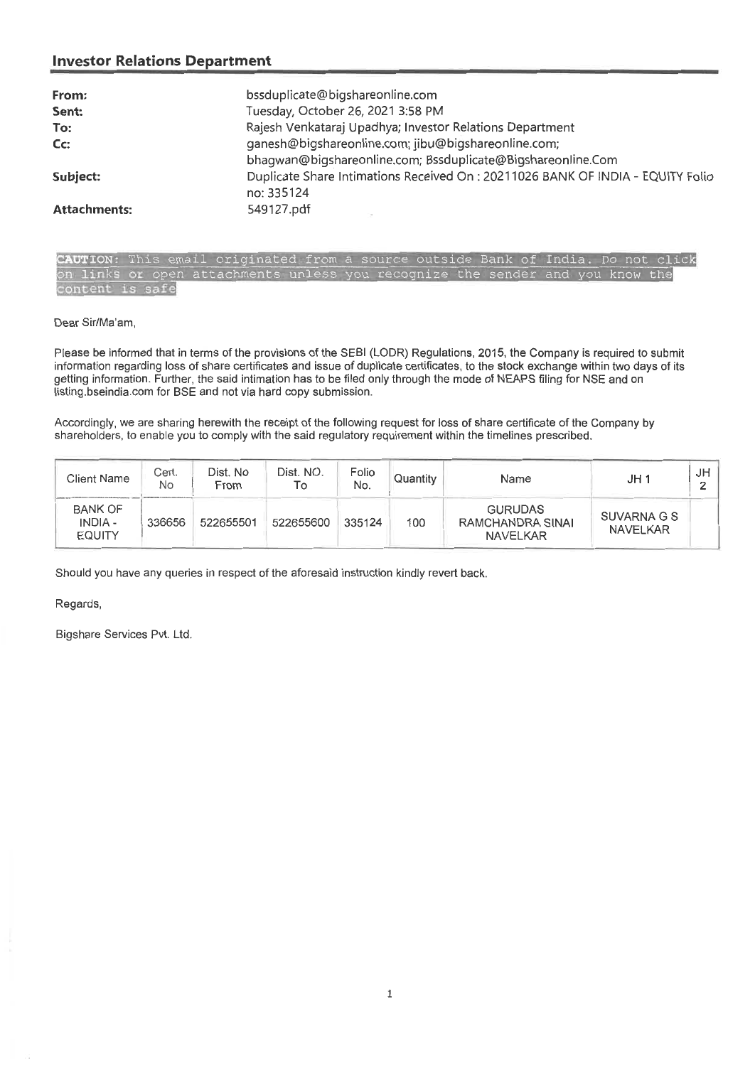## Investor Relations Department

| | |
|---|---|
| **From:** | bssduplicate@bigshareonline.com |
| **Sent:** | Tuesday, October 26, 2021 3:58 PM |
| **To:** | Rajesh Venkataraj Upadhya; Investor Relations Department |
| **Cc:** | ganesh@bigshareonline.com; jibu@bigshareonline.com; bhagwan@bigshareonline.com; Bssduplicate@Bigshareonline.Com |
| **Subject:** | Duplicate Share Intimations Received On : 20211026 BANK OF INDIA - EQUITY Folio no: 335124 |
| **Attachments:** | 549127.pdf |

**CAUTION:** This email originated from a source outside Bank of India. Do not click on links or open attachments unless you recognize the sender and you know the content is safe

Dear Sir/Ma'am,

Please be informed that in terms of the provisions of the SEBI (LODR) Regulations, 2015, the Company is required to submit information regarding loss of share certificates and issue of duplicate certificates, to the stock exchange within two days of its getting information. Further, the said intimation has to be filed only through the mode of NEAPS filing for NSE and on listing.bseindia.com for BSE and not via hard copy submission.

Accordingly, we are sharing herewith the receipt of the following request for loss of share certificate of the Company by shareholders, to enable you to comply with the said regulatory requirement within the timelines prescribed.

| Client Name | Cert. No | Dist. No From | Dist. NO. To | Folio No. | Quantity | Name | JH 1 | JH 2 |
|---|---|---|---|---|---|---|---|---|
| BANK OF INDIA - EQUITY | 336656 | 522655501 | 522655600 | 335124 | 100 | GURUDAS RAMCHANDRA SINAI NAVELKAR | SUVARNA G S NAVELKAR | |

Should you have any queries in respect of the aforesaid instruction kindly revert back.

Regards,

Bigshare Services Pvt. Ltd.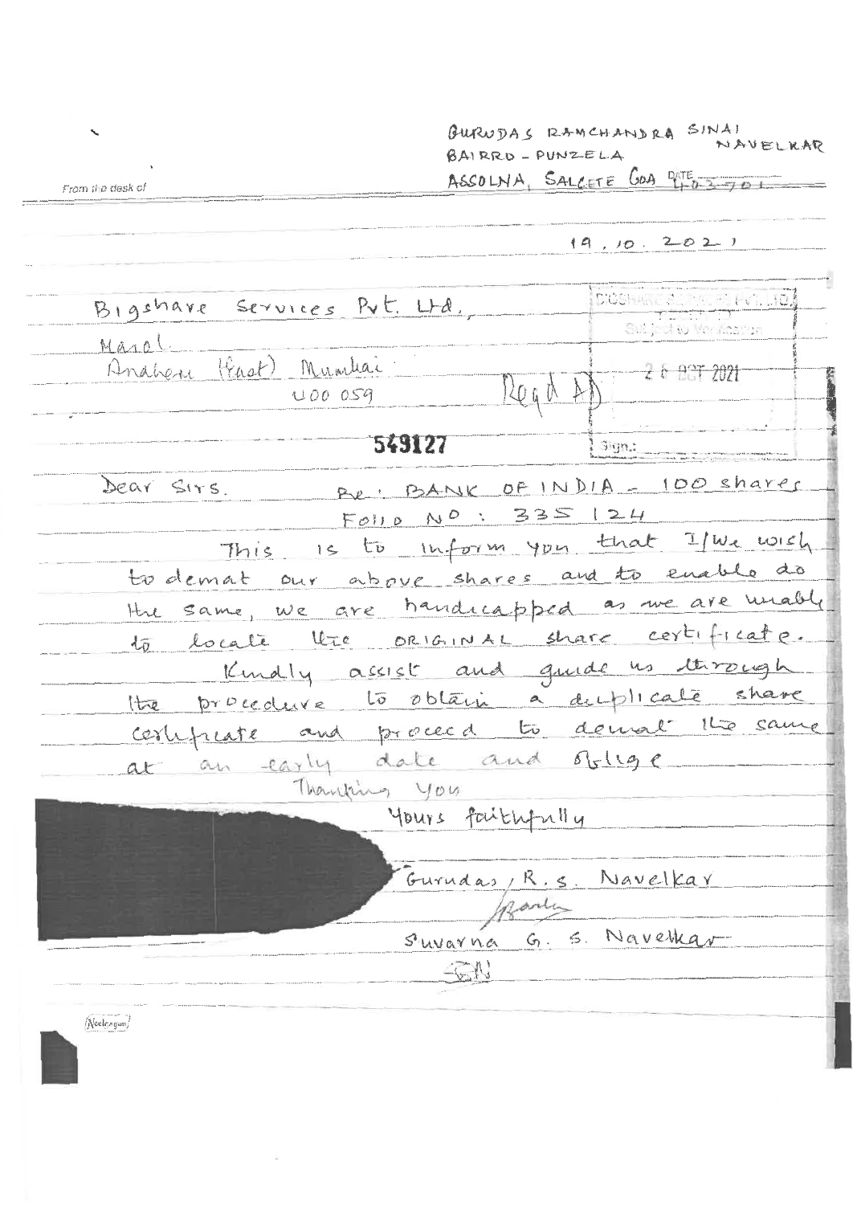GURUDAS RAMCHANDRA SINAI NAVELKAR
BAIRRO - PUNZELA
ASSOLNA, SALCETE GOA 403 701

From the desk of

19.10.2021

Bigshare Services Pvt. Ltd.,
Marol
Andheri (East) Mumbai
400 059

Regd AD

BIGSHARE SERVICES PVT. LTD.
Subject to Verification
26 OCT 2021
Sign.:

549127

Dear Sirs.

Re: BANK OF INDIA - 100 shares
Folio No: 335124

This is to inform you that I/We wish to demat our above shares and to enable do the same, we are handicapped as we are unable to locate the ORIGINAL share certificate.

Kindly assist and guide us through the procedure to obtain a duplicate share certificate and proceed to demat the same at an early date and oblige.

Thanking you

Yours faithfully

Gurudas R.S. Navelkar

Suvarna G. S. Navelkar